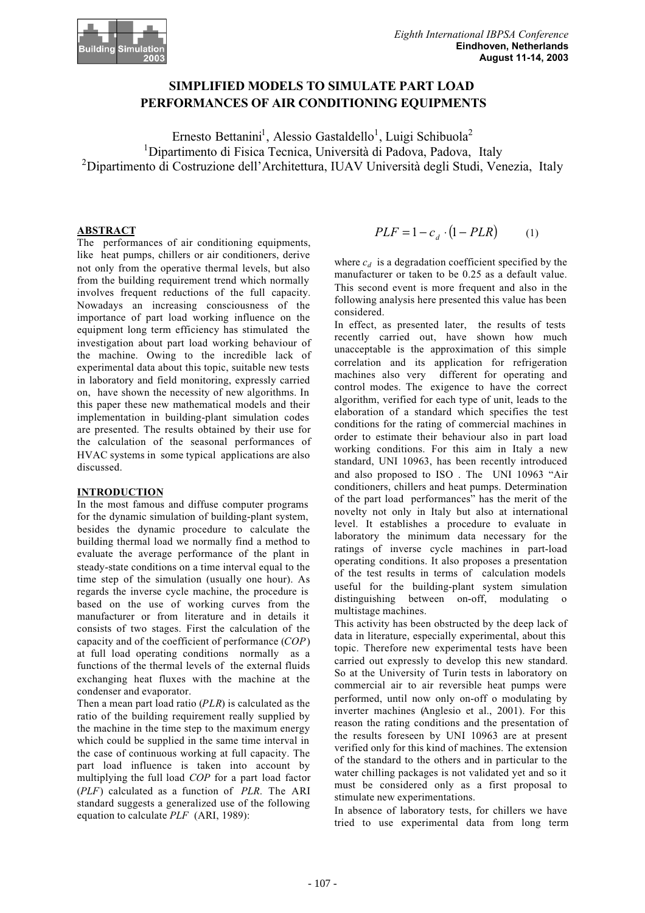# SIMPLIFIED MODELS TO SIMULATE PART LOAD PERFORMANCES OF AIR CONDITIONING EQUIPMENTS

Ernesto Bettanini[1], Alessio Gastaldello[1], Luigi Schibuola[2]

[1]Dipartimento di Fisica Tecnica, Università di Padova, Padova, Italy

[2]Dipartimento di Costruzione dell'Architettura, IUAV Università degli Studi, Venezia, Italy

## ABSTRACT

The performances of air conditioning equipments, like heat pumps, chillers or air conditioners, derive not only from the operative thermal levels, but also from the building requirement trend which normally involves frequent reductions of the full capacity. Nowadays an increasing consciousness of the importance of part load working influence on the equipment long term efficiency has stimulated the investigation about part load working behaviour of the machine. Owing to the incredible lack of experimental data about this topic, suitable new tests in laboratory and field monitoring, expressly carried on, have shown the necessity of new algorithms. In this paper these new mathematical models and their implementation in building-plant simulation codes are presented. The results obtained by their use for the calculation of the seasonal performances of HVAC systems in some typical applications are also discussed.

## INTRODUCTION

In the most famous and diffuse computer programs for the dynamic simulation of building-plant system, besides the dynamic procedure to calculate the building thermal load we normally find a method to evaluate the average performance of the plant in steady-state conditions on a time interval equal to the time step of the simulation (usually one hour). As regards the inverse cycle machine, the procedure is based on the use of working curves from the manufacturer or from literature and in details it consists of two stages. First the calculation of the capacity and of the coefficient of performance (*COP*) at full load operating conditions normally as a functions of the thermal levels of the external fluids exchanging heat fluxes with the machine at the condenser and evaporator.

Then a mean part load ratio (*PLR*) is calculated as the ratio of the building requirement really supplied by the machine in the time step to the maximum energy which could be supplied in the same time interval in the case of continuous working at full capacity. The part load influence is taken into account by multiplying the full load *COP* for a part load factor (*PLF*) calculated as a function of *PLR*. The ARI standard suggests a generalized use of the following equation to calculate *PLF* (ARI, 1989):

$$PLF = 1 - c_d \cdot (1 - PLR) \qquad (1)$$

where $c_d$ is a degradation coefficient specified by the manufacturer or taken to be 0.25 as a default value. This second event is more frequent and also in the following analysis here presented this value has been considered.

In effect, as presented later, the results of tests recently carried out, have shown how much unacceptable is the approximation of this simple correlation and its application for refrigeration machines also very different for operating and control modes. The exigence to have the correct algorithm, verified for each type of unit, leads to the elaboration of a standard which specifies the test conditions for the rating of commercial machines in order to estimate their behaviour also in part load working conditions. For this aim in Italy a new standard, UNI 10963, has been recently introduced and also proposed to ISO . The UNI 10963 "Air conditioners, chillers and heat pumps. Determination of the part load performances" has the merit of the novelty not only in Italy but also at international level. It establishes a procedure to evaluate in laboratory the minimum data necessary for the ratings of inverse cycle machines in part-load operating conditions. It also proposes a presentation of the test results in terms of calculation models useful for the building-plant system simulation distinguishing between on-off, modulating o multistage machines.

This activity has been obstructed by the deep lack of data in literature, especially experimental, about this topic. Therefore new experimental tests have been carried out expressly to develop this new standard. So at the University of Turin tests in laboratory on commercial air to air reversible heat pumps were performed, until now only on-off o modulating by inverter machines (Anglesio et al., 2001). For this reason the rating conditions and the presentation of the results foreseen by UNI 10963 are at present verified only for this kind of machines. The extension of the standard to the others and in particular to the water chilling packages is not validated yet and so it must be considered only as a first proposal to stimulate new experimentations.

In absence of laboratory tests, for chillers we have tried to use experimental data from long term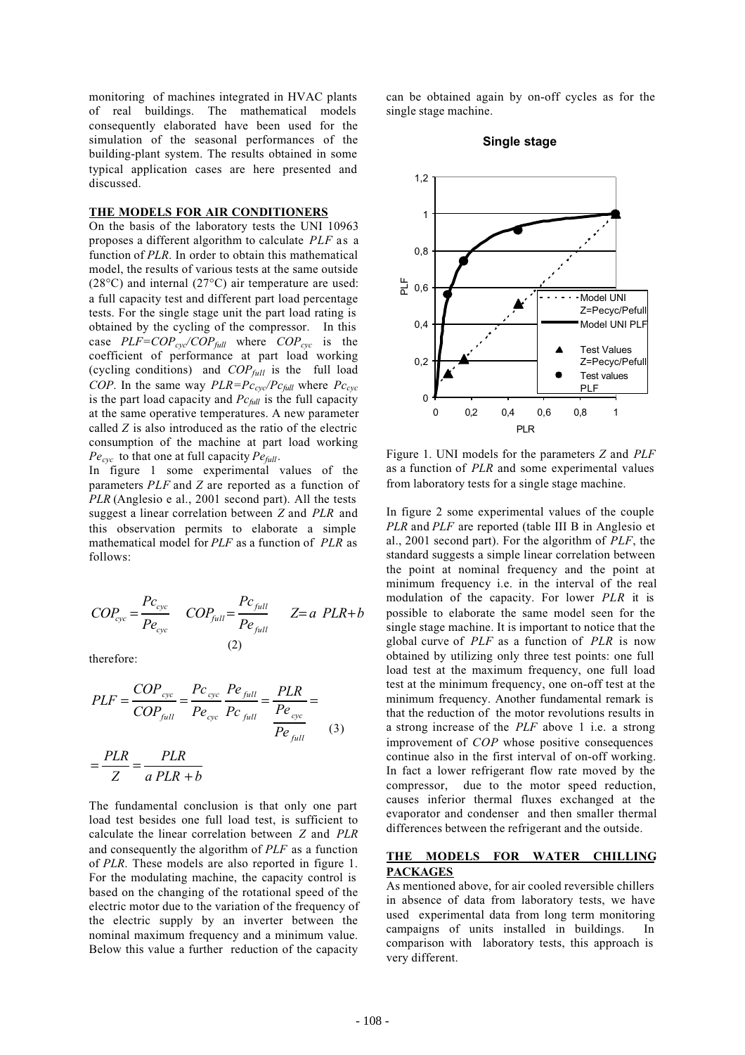monitoring of machines integrated in HVAC plants of real buildings. The mathematical models consequently elaborated have been used for the simulation of the seasonal performances of the building-plant system. The results obtained in some typical application cases are here presented and discussed.

## THE MODELS FOR AIR CONDITIONERS

On the basis of the laboratory tests the UNI 10963 proposes a different algorithm to calculate *PLF* as a function of *PLR*. In order to obtain this mathematical model, the results of various tests at the same outside (28°C) and internal (27°C) air temperature are used: a full capacity test and different part load percentage tests. For the single stage unit the part load rating is obtained by the cycling of the compressor. In this case $PLF=COP_{cyc}/COP_{full}$ where $COP_{cyc}$ is the coefficient of performance at part load working (cycling conditions) and $COP_{full}$ is the full load *COP*. In the same way $PLR=Pc_{cyc}/Pc_{full}$ where $Pc_{cyc}$ is the part load capacity and $Pc_{full}$ is the full capacity at the same operative temperatures. A new parameter called *Z* is also introduced as the ratio of the electric consumption of the machine at part load working $Pe_{cyc}$ to that one at full capacity $Pe_{full}$.

In figure 1 some experimental values of the parameters *PLF* and *Z* are reported as a function of *PLR* (Anglesio e al., 2001 second part). All the tests suggest a linear correlation between *Z* and *PLR* and this observation permits to elaborate a simple mathematical model for *PLF* as a function of *PLR* as follows:

$$COP_{cyc} = \frac{Pc_{cyc}}{Pe_{cyc}} \quad COP_{full} = \frac{Pc_{full}}{Pe_{full}} \quad Z = a\ PLR + b \tag{2}$$

therefore:

$$PLF = \frac{COP_{cyc}}{COP_{full}} = \frac{Pc_{cyc}}{Pe_{cyc}}\frac{Pe_{full}}{Pc_{full}} = \frac{PLR}{\frac{Pe_{cyc}}{Pe_{full}}} = \frac{PLR}{Z} = \frac{PLR}{a\,PLR + b} \tag{3}$$

The fundamental conclusion is that only one part load test besides one full load test, is sufficient to calculate the linear correlation between *Z* and *PLR* and consequently the algorithm of *PLF* as a function of *PLR*. These models are also reported in figure 1. For the modulating machine, the capacity control is based on the changing of the rotational speed of the electric motor due to the variation of the frequency of the electric supply by an inverter between the nominal maximum frequency and a minimum value. Below this value a further reduction of the capacity can be obtained again by on-off cycles as for the single stage machine.

Figure 1. UNI models for the parameters *Z* and *PLF* as a function of *PLR* and some experimental values from laboratory tests for a single stage machine.

In figure 2 some experimental values of the couple *PLR* and *PLF* are reported (table III B in Anglesio et al., 2001 second part). For the algorithm of *PLF*, the standard suggests a simple linear correlation between the point at nominal frequency and the point at minimum frequency i.e. in the interval of the real modulation of the capacity. For lower *PLR* it is possible to elaborate the same model seen for the single stage machine. It is important to notice that the global curve of *PLF* as a function of *PLR* is now obtained by utilizing only three test points: one full load test at the maximum frequency, one full load test at the minimum frequency, one on-off test at the minimum frequency. Another fundamental remark is that the reduction of the motor revolutions results in a strong increase of the *PLF* above 1 i.e. a strong improvement of *COP* whose positive consequences continue also in the first interval of on-off working. In fact a lower refrigerant flow rate moved by the compressor, due to the motor speed reduction, causes inferior thermal fluxes exchanged at the evaporator and condenser and then smaller thermal differences between the refrigerant and the outside.

## THE MODELS FOR WATER CHILLING PACKAGES

As mentioned above, for air cooled reversible chillers in absence of data from laboratory tests, we have used experimental data from long term monitoring campaigns of units installed in buildings. In comparison with laboratory tests, this approach is very different.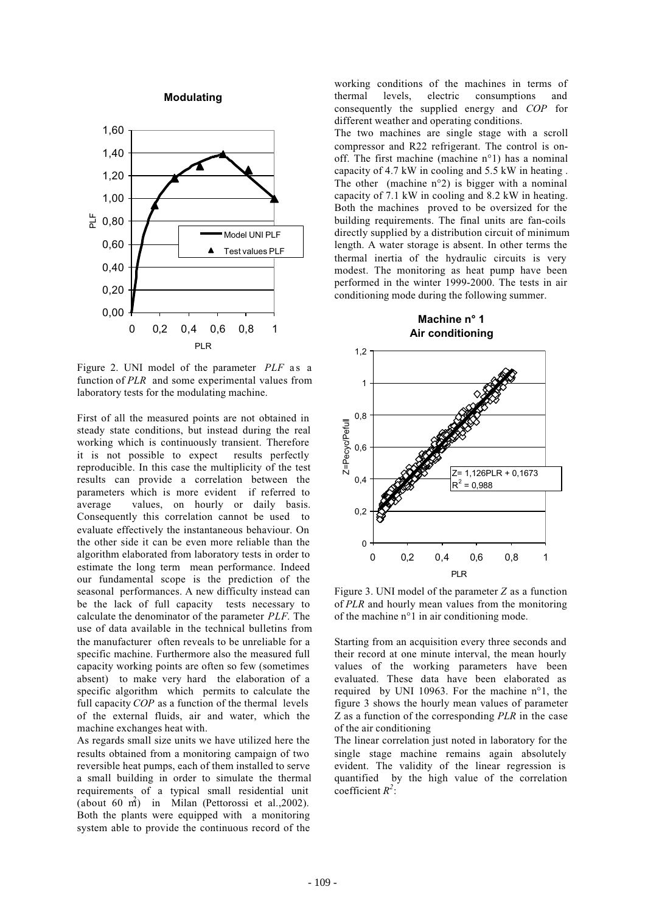Figure 2. UNI model of the parameter *PLF* as a function of *PLR* and some experimental values from laboratory tests for the modulating machine.

First of all the measured points are not obtained in steady state conditions, but instead during the real working which is continuously transient. Therefore it is not possible to expect results perfectly reproducible. In this case the multiplicity of the test results can provide a correlation between the parameters which is more evident if referred to average values, on hourly or daily basis. Consequently this correlation cannot be used to evaluate effectively the instantaneous behaviour. On the other side it can be even more reliable than the algorithm elaborated from laboratory tests in order to estimate the long term mean performance. Indeed our fundamental scope is the prediction of the seasonal performances. A new difficulty instead can be the lack of full capacity tests necessary to calculate the denominator of the parameter *PLF*. The use of data available in the technical bulletins from the manufacturer often reveals to be unreliable for a specific machine. Furthermore also the measured full capacity working points are often so few (sometimes absent) to make very hard the elaboration of a specific algorithm which permits to calculate the full capacity *COP* as a function of the thermal levels of the external fluids, air and water, which the machine exchanges heat with.

As regards small size units we have utilized here the results obtained from a monitoring campaign of two reversible heat pumps, each of them installed to serve a small building in order to simulate the thermal requirements of a typical small residential unit (about 60 $m^2$) in Milan (Pettorossi et al.,2002). Both the plants were equipped with a monitoring system able to provide the continuous record of the working conditions of the machines in terms of thermal levels, electric consumptions and consequently the supplied energy and *COP* for different weather and operating conditions.

The two machines are single stage with a scroll compressor and R22 refrigerant. The control is on-off. The first machine (machine n°1) has a nominal capacity of 4.7 kW in cooling and 5.5 kW in heating . The other (machine n°2) is bigger with a nominal capacity of 7.1 kW in cooling and 8.2 kW in heating. Both the machines proved to be oversized for the building requirements. The final units are fan-coils directly supplied by a distribution circuit of minimum length. A water storage is absent. In other terms the thermal inertia of the hydraulic circuits is very modest. The monitoring as heat pump have been performed in the winter 1999-2000. The tests in air conditioning mode during the following summer.

Figure 3. UNI model of the parameter *Z* as a function of *PLR* and hourly mean values from the monitoring of the machine n°1 in air conditioning mode.

Starting from an acquisition every three seconds and their record at one minute interval, the mean hourly values of the working parameters have been evaluated. These data have been elaborated as required by UNI 10963. For the machine n°1, the figure 3 shows the hourly mean values of parameter Z as a function of the corresponding *PLR* in the case of the air conditioning

The linear correlation just noted in laboratory for the single stage machine remains again absolutely evident. The validity of the linear regression is quantified by the high value of the correlation coefficient $R^2$: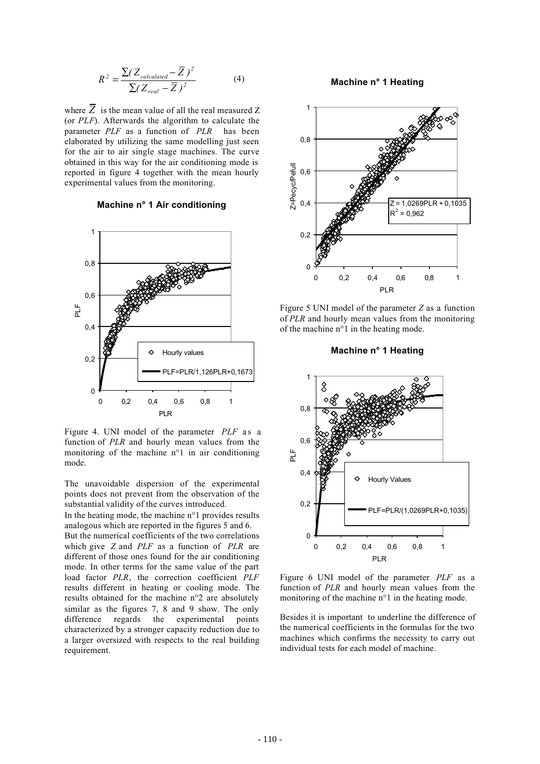$$R^2 = \frac{\sum(Z_{calculated} - \overline{Z})^2}{\sum(Z_{real} - \overline{Z})^2} \qquad (4)$$

where $\overline{Z}$ is the mean value of all the real measured Z (or *PLF*). Afterwards the algorithm to calculate the parameter *PLF* as a function of *PLR* has been elaborated by utilizing the same modelling just seen for the air to air single stage machines. The curve obtained in this way for the air conditioning mode is reported in figure 4 together with the mean hourly experimental values from the monitoring.

**Machine n° 1 Air conditioning**

Figure 4. UNI model of the parameter *PLF* as a function of *PLR* and hourly mean values from the monitoring of the machine n°1 in air conditioning mode.

The unavoidable dispersion of the experimental points does not prevent from the observation of the substantial validity of the curves introduced.

In the heating mode, the machine n°1 provides results analogous which are reported in the figures 5 and 6.

But the numerical coefficients of the two correlations which give *Z* and *PLF* as a function of *PLR* are different of those ones found for the air conditioning mode. In other terms for the same value of the part load factor *PLR*, the correction coefficient *PLF* results different in heating or cooling mode. The results obtained for the machine n°2 are absolutely similar as the figures 7, 8 and 9 show. The only difference regards the experimental points characterized by a stronger capacity reduction due to a larger oversized with respects to the real building requirement.

**Machine n° 1 Heating**

Figure 5 UNI model of the parameter *Z* as a function of *PLR* and hourly mean values from the monitoring of the machine n°1 in the heating mode.

**Machine n° 1 Heating**

Figure 6 UNI model of the parameter *PLF* as a function of *PLR* and hourly mean values from the monitoring of the machine n°1 in the heating mode.

Besides it is important to underline the difference of the numerical coefficients in the formulas for the two machines which confirms the necessity to carry out individual tests for each model of machine.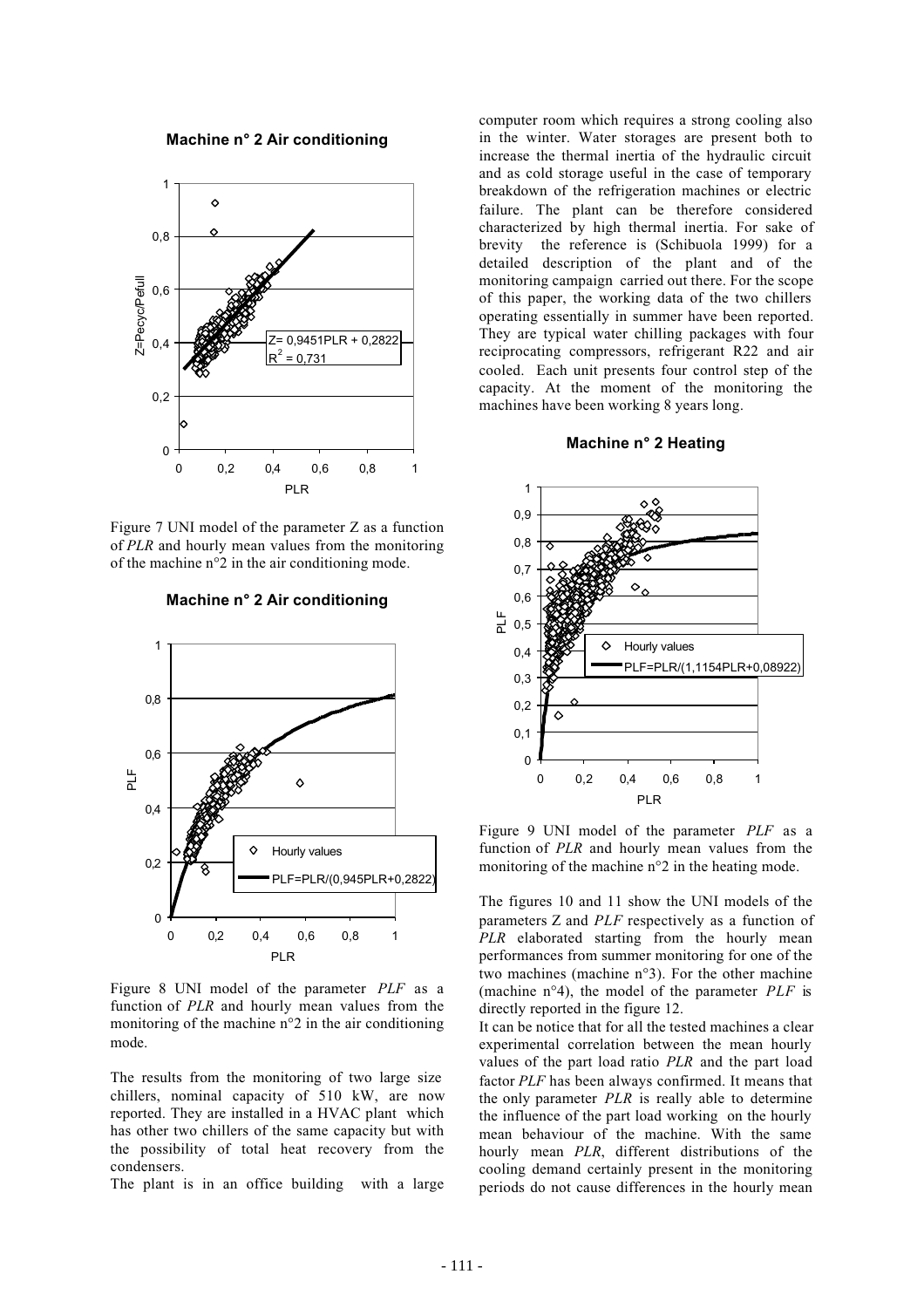Figure 7 UNI model of the parameter Z as a function of *PLR* and hourly mean values from the monitoring of the machine n°2 in the air conditioning mode.

Figure 8 UNI model of the parameter *PLF* as a function of *PLR* and hourly mean values from the monitoring of the machine n°2 in the air conditioning mode.

The results from the monitoring of two large size chillers, nominal capacity of 510 kW, are now reported. They are installed in a HVAC plant which has other two chillers of the same capacity but with the possibility of total heat recovery from the condensers.

The plant is in an office building with a large computer room which requires a strong cooling also in the winter. Water storages are present both to increase the thermal inertia of the hydraulic circuit and as cold storage useful in the case of temporary breakdown of the refrigeration machines or electric failure. The plant can be therefore considered characterized by high thermal inertia. For sake of brevity the reference is (Schibuola 1999) for a detailed description of the plant and of the monitoring campaign carried out there. For the scope of this paper, the working data of the two chillers operating essentially in summer have been reported. They are typical water chilling packages with four reciprocating compressors, refrigerant R22 and air cooled. Each unit presents four control step of the capacity. At the moment of the monitoring the machines have been working 8 years long.

Figure 9 UNI model of the parameter *PLF* as a function of *PLR* and hourly mean values from the monitoring of the machine n°2 in the heating mode.

The figures 10 and 11 show the UNI models of the parameters Z and *PLF* respectively as a function of *PLR* elaborated starting from the hourly mean performances from summer monitoring for one of the two machines (machine n°3). For the other machine (machine n°4), the model of the parameter *PLF* is directly reported in the figure 12.

It can be notice that for all the tested machines a clear experimental correlation between the mean hourly values of the part load ratio *PLR* and the part load factor *PLF* has been always confirmed. It means that the only parameter *PLR* is really able to determine the influence of the part load working on the hourly mean behaviour of the machine. With the same hourly mean *PLR*, different distributions of the cooling demand certainly present in the monitoring periods do not cause differences in the hourly mean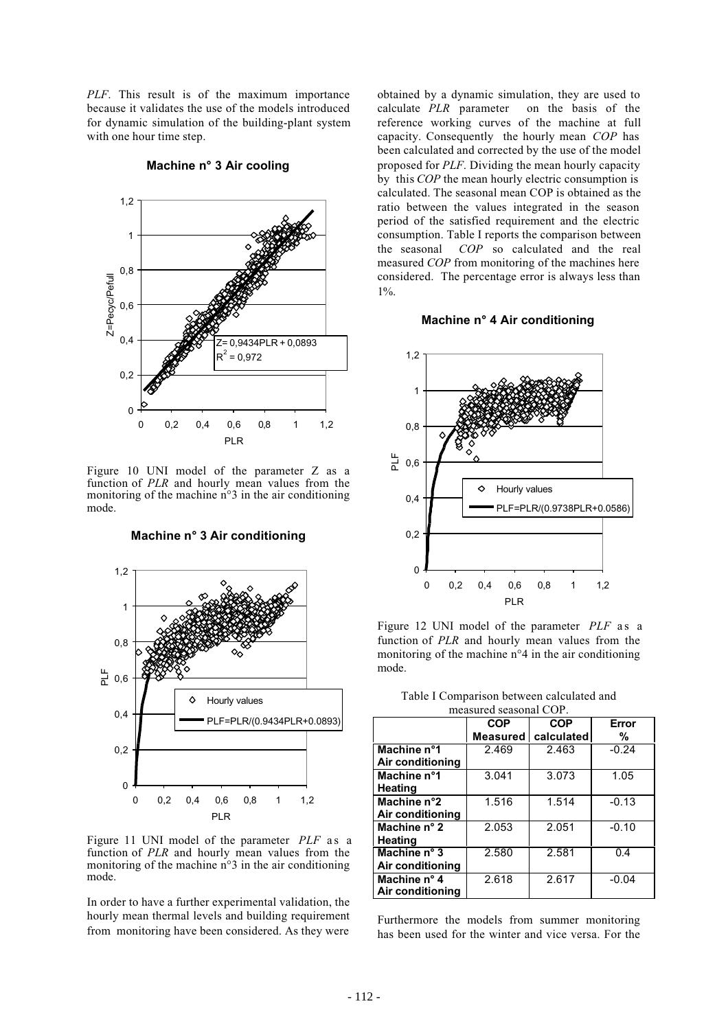*PLF*. This result is of the maximum importance because it validates the use of the models introduced for dynamic simulation of the building-plant system with one hour time step.

Figure 10 UNI model of the parameter Z as a function of *PLR* and hourly mean values from the monitoring of the machine n°3 in the air conditioning mode.

Figure 11 UNI model of the parameter *PLF* as a function of *PLR* and hourly mean values from the monitoring of the machine n°3 in the air conditioning mode.

In order to have a further experimental validation, the hourly mean thermal levels and building requirement from monitoring have been considered. As they were obtained by a dynamic simulation, they are used to calculate *PLR* parameter on the basis of the reference working curves of the machine at full capacity. Consequently the hourly mean *COP* has been calculated and corrected by the use of the model proposed for *PLF*. Dividing the mean hourly capacity by this *COP* the mean hourly electric consumption is calculated. The seasonal mean COP is obtained as the ratio between the values integrated in the season period of the satisfied requirement and the electric consumption. Table I reports the comparison between the seasonal *COP* so calculated and the real measured *COP* from monitoring of the machines here considered. The percentage error is always less than 1%.

Figure 12 UNI model of the parameter *PLF* as a function of *PLR* and hourly mean values from the monitoring of the machine n°4 in the air conditioning mode.

Table I Comparison between calculated and measured seasonal COP.

| | COP Measured | COP calculated | Error % |
|---|---|---|---|
| Machine n°1 Air conditioning | 2.469 | 2.463 | -0.24 |
| Machine n°1 Heating | 3.041 | 3.073 | 1.05 |
| Machine n°2 Air conditioning | 1.516 | 1.514 | -0.13 |
| Machine n° 2 Heating | 2.053 | 2.051 | -0.10 |
| Machine n° 3 Air conditioning | 2.580 | 2.581 | 0.4 |
| Machine n° 4 Air conditioning | 2.618 | 2.617 | -0.04 |

Furthermore the models from summer monitoring has been used for the winter and vice versa. For the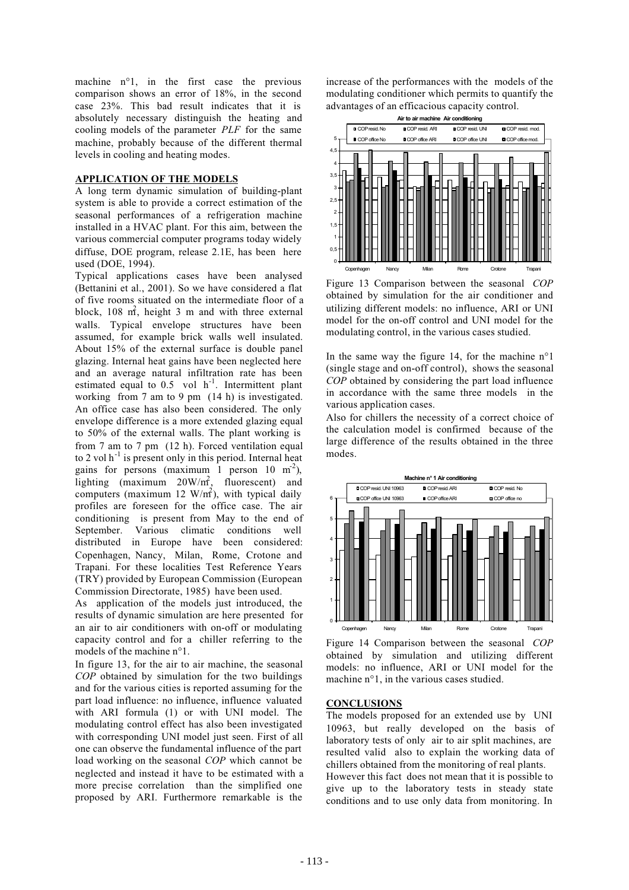machine n°1, in the first case the previous comparison shows an error of 18%, in the second case 23%. This bad result indicates that it is absolutely necessary distinguish the heating and cooling models of the parameter *PLF* for the same machine, probably because of the different thermal levels in cooling and heating modes.

## APPLICATION OF THE MODELS

A long term dynamic simulation of building-plant system is able to provide a correct estimation of the seasonal performances of a refrigeration machine installed in a HVAC plant. For this aim, between the various commercial computer programs today widely diffuse, DOE program, release 2.1E, has been here used (DOE, 1994).

Typical applications cases have been analysed (Bettanini et al., 2001). So we have considered a flat of five rooms situated on the intermediate floor of a block, 108 $m^2$, height 3 m and with three external walls. Typical envelope structures have been assumed, for example brick walls well insulated. About 15% of the external surface is double panel glazing. Internal heat gains have been neglected here and an average natural infiltration rate has been estimated equal to 0.5 vol $h^{-1}$. Intermittent plant working from 7 am to 9 pm (14 h) is investigated. An office case has also been considered. The only envelope difference is a more extended glazing equal to 50% of the external walls. The plant working is from 7 am to 7 pm (12 h). Forced ventilation equal to 2 vol $h^{-1}$ is present only in this period. Internal heat gains for persons (maximum 1 person 10 $m^{-2}$), lighting (maximum 20W/$m^2$, fluorescent) and computers (maximum 12 W/$m^2$), with typical daily profiles are foreseen for the office case. The air conditioning is present from May to the end of September. Various climatic conditions well distributed in Europe have been considered: Copenhagen, Nancy, Milan, Rome, Crotone and Trapani. For these localities Test Reference Years (TRY) provided by European Commission (European Commission Directorate, 1985) have been used.

As application of the models just introduced, the results of dynamic simulation are here presented for an air to air conditioners with on-off or modulating capacity control and for a chiller referring to the models of the machine n°1.

In figure 13, for the air to air machine, the seasonal *COP* obtained by simulation for the two buildings and for the various cities is reported assuming for the part load influence: no influence, influence valuated with ARI formula (1) or with UNI model. The modulating control effect has also been investigated with corresponding UNI model just seen. First of all one can observe the fundamental influence of the part load working on the seasonal *COP* which cannot be neglected and instead it have to be estimated with a more precise correlation than the simplified one proposed by ARI. Furthermore remarkable is the increase of the performances with the models of the modulating conditioner which permits to quantify the advantages of an efficacious capacity control.

Figure 13 Comparison between the seasonal *COP* obtained by simulation for the air conditioner and utilizing different models: no influence, ARI or UNI model for the on-off control and UNI model for the modulating control, in the various cases studied.

In the same way the figure 14, for the machine n°1 (single stage and on-off control), shows the seasonal *COP* obtained by considering the part load influence in accordance with the same three models in the various application cases.

Also for chillers the necessity of a correct choice of the calculation model is confirmed because of the large difference of the results obtained in the three modes.

Figure 14 Comparison between the seasonal *COP* obtained by simulation and utilizing different models: no influence, ARI or UNI model for the machine n°1, in the various cases studied.

## CONCLUSIONS

The models proposed for an extended use by UNI 10963, but really developed on the basis of laboratory tests of only air to air split machines, are resulted valid also to explain the working data of chillers obtained from the monitoring of real plants. However this fact does not mean that it is possible to give up to the laboratory tests in steady state conditions and to use only data from monitoring. In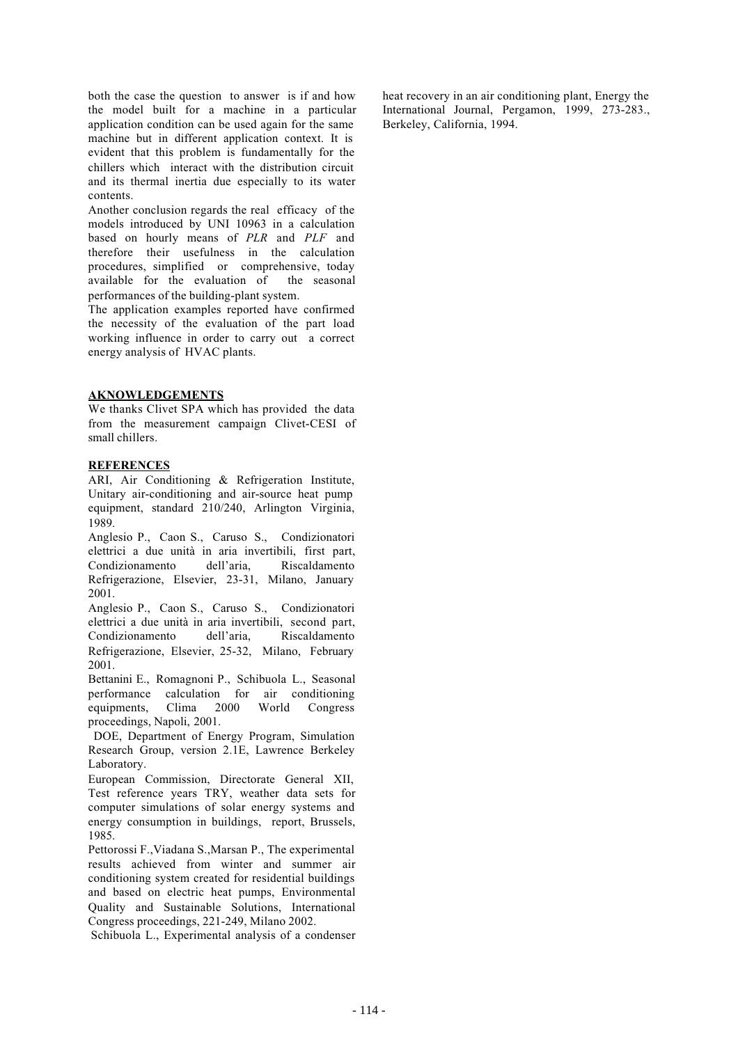both the case the question to answer is if and how the model built for a machine in a particular application condition can be used again for the same machine but in different application context. It is evident that this problem is fundamentally for the chillers which interact with the distribution circuit and its thermal inertia due especially to its water contents.

Another conclusion regards the real efficacy of the models introduced by UNI 10963 in a calculation based on hourly means of *PLR* and *PLF* and therefore their usefulness in the calculation procedures, simplified or comprehensive, today available for the evaluation of the seasonal performances of the building-plant system.

The application examples reported have confirmed the necessity of the evaluation of the part load working influence in order to carry out a correct energy analysis of HVAC plants.

## AKNOWLEDGEMENTS

We thanks Clivet SPA which has provided the data from the measurement campaign Clivet-CESI of small chillers.

## REFERENCES

ARI, Air Conditioning & Refrigeration Institute, Unitary air-conditioning and air-source heat pump equipment, standard 210/240, Arlington Virginia, 1989.

Anglesio P., Caon S., Caruso S., Condizionatori elettrici a due unità in aria invertibili, first part, Condizionamento dell'aria, Riscaldamento Refrigerazione, Elsevier, 23-31, Milano, January 2001.

Anglesio P., Caon S., Caruso S., Condizionatori elettrici a due unità in aria invertibili, second part, Condizionamento dell'aria, Riscaldamento Refrigerazione, Elsevier, 25-32, Milano, February 2001.

Bettanini E., Romagnoni P., Schibuola L., Seasonal performance calculation for air conditioning equipments, Clima 2000 World Congress proceedings, Napoli, 2001.

DOE, Department of Energy Program, Simulation Research Group, version 2.1E, Lawrence Berkeley Laboratory.

European Commission, Directorate General XII, Test reference years TRY, weather data sets for computer simulations of solar energy systems and energy consumption in buildings, report, Brussels, 1985.

Pettorossi F.,Viadana S.,Marsan P., The experimental results achieved from winter and summer air conditioning system created for residential buildings and based on electric heat pumps, Environmental Quality and Sustainable Solutions, International Congress proceedings, 221-249, Milano 2002.

Schibuola L., Experimental analysis of a condenser heat recovery in an air conditioning plant, Energy the International Journal, Pergamon, 1999, 273-283., Berkeley, California, 1994.